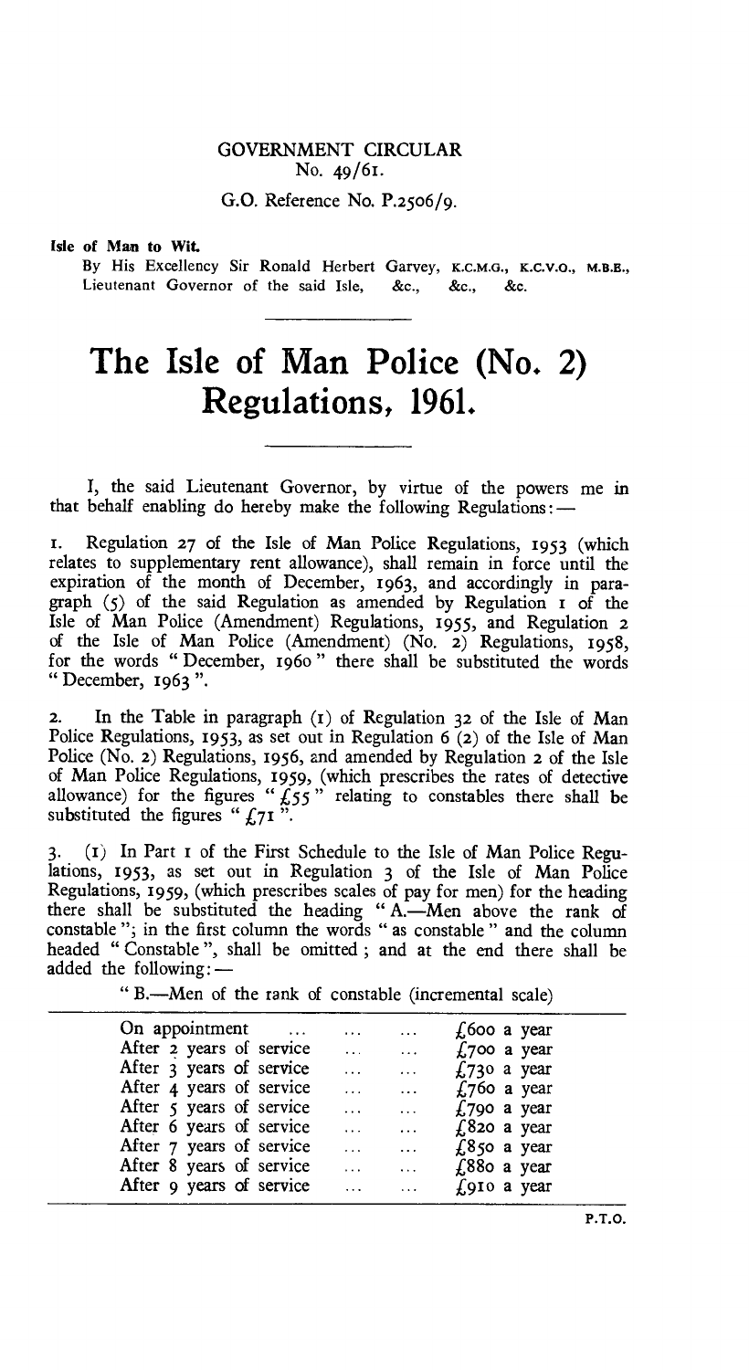GOVERNMENT CIRCULAR
No. 49/61.

G.O. Reference No. P.2506/9.

**Isle of Man to Wit.**

By His Excellency Sir Ronald Herbert Garvey, K.C.M.G., K.C.V.O., M.B.E., Lieutenant Governor of the said Isle, &c., &c., &c.

# The Isle of Man Police (No. 2) Regulations, 1961.

I, the said Lieutenant Governor, by virtue of the powers me in that behalf enabling do hereby make the following Regulations: —

1. Regulation 27 of the Isle of Man Police Regulations, 1953 (which relates to supplementary rent allowance), shall remain in force until the expiration of the month of December, 1963, and accordingly in paragraph (5) of the said Regulation as amended by Regulation 1 of the Isle of Man Police (Amendment) Regulations, 1955, and Regulation 2 of the Isle of Man Police (Amendment) (No. 2) Regulations, 1958, for the words "December, 1960" there shall be substituted the words "December, 1963".

2. In the Table in paragraph (1) of Regulation 32 of the Isle of Man Police Regulations, 1953, as set out in Regulation 6 (2) of the Isle of Man Police (No. 2) Regulations, 1956, and amended by Regulation 2 of the Isle of Man Police Regulations, 1959, (which prescribes the rates of detective allowance) for the figures "£55" relating to constables there shall be substituted the figures "£71".

3. (1) In Part 1 of the First Schedule to the Isle of Man Police Regulations, 1953, as set out in Regulation 3 of the Isle of Man Police Regulations, 1959, (which prescribes scales of pay for men) for the heading there shall be substituted the heading "A.—Men above the rank of constable"; in the first column the words "as constable" and the column headed "Constable", shall be omitted; and at the end there shall be added the following: —

"B.—Men of the rank of constable (incremental scale)

| | |
|---|---|
| On appointment ... ... ... | £600 a year |
| After 2 years of service ... ... | £700 a year |
| After 3 years of service ... ... | £730 a year |
| After 4 years of service ... ... | £760 a year |
| After 5 years of service ... ... | £790 a year |
| After 6 years of service ... ... | £820 a year |
| After 7 years of service ... ... | £850 a year |
| After 8 years of service ... ... | £880 a year |
| After 9 years of service ... ... | £910 a year |

P.T.O.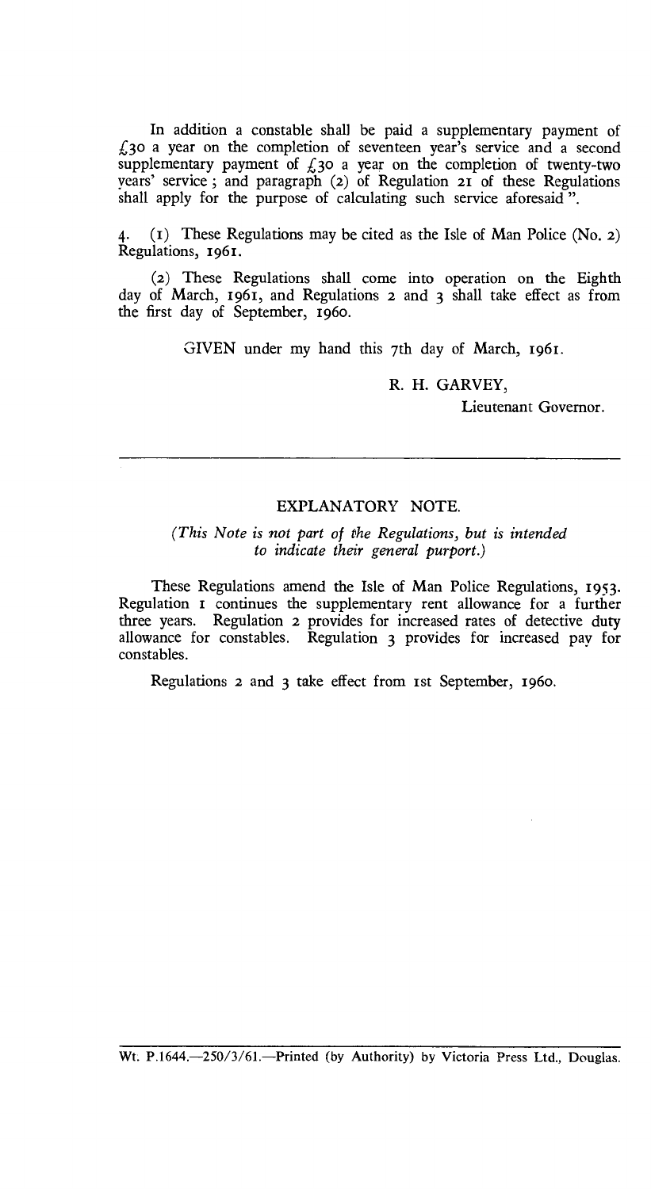In addition a constable shall be paid a supplementary payment of £30 a year on the completion of seventeen year's service and a second supplementary payment of £30 a year on the completion of twenty-two years' service ; and paragraph (2) of Regulation 21 of these Regulations shall apply for the purpose of calculating such service aforesaid ".

4. (1) These Regulations may be cited as the Isle of Man Police (No. 2) Regulations, 1961.

(2) These Regulations shall come into operation on the Eighth day of March, 1961, and Regulations 2 and 3 shall take effect as from the first day of September, 1960.

GIVEN under my hand this 7th day of March, 1961.

R. H. GARVEY,

Lieutenant Governor.

---

## EXPLANATORY NOTE.

*(This Note is not part of the Regulations, but is intended to indicate their general purport.)*

These Regulations amend the Isle of Man Police Regulations, 1953. Regulation 1 continues the supplementary rent allowance for a further three years. Regulation 2 provides for increased rates of detective duty allowance for constables. Regulation 3 provides for increased pay for constables.

Regulations 2 and 3 take effect from 1st September, 1960.

---

Wt. P.1644.—250/3/61.—Printed (by Authority) by Victoria Press Ltd., Douglas.